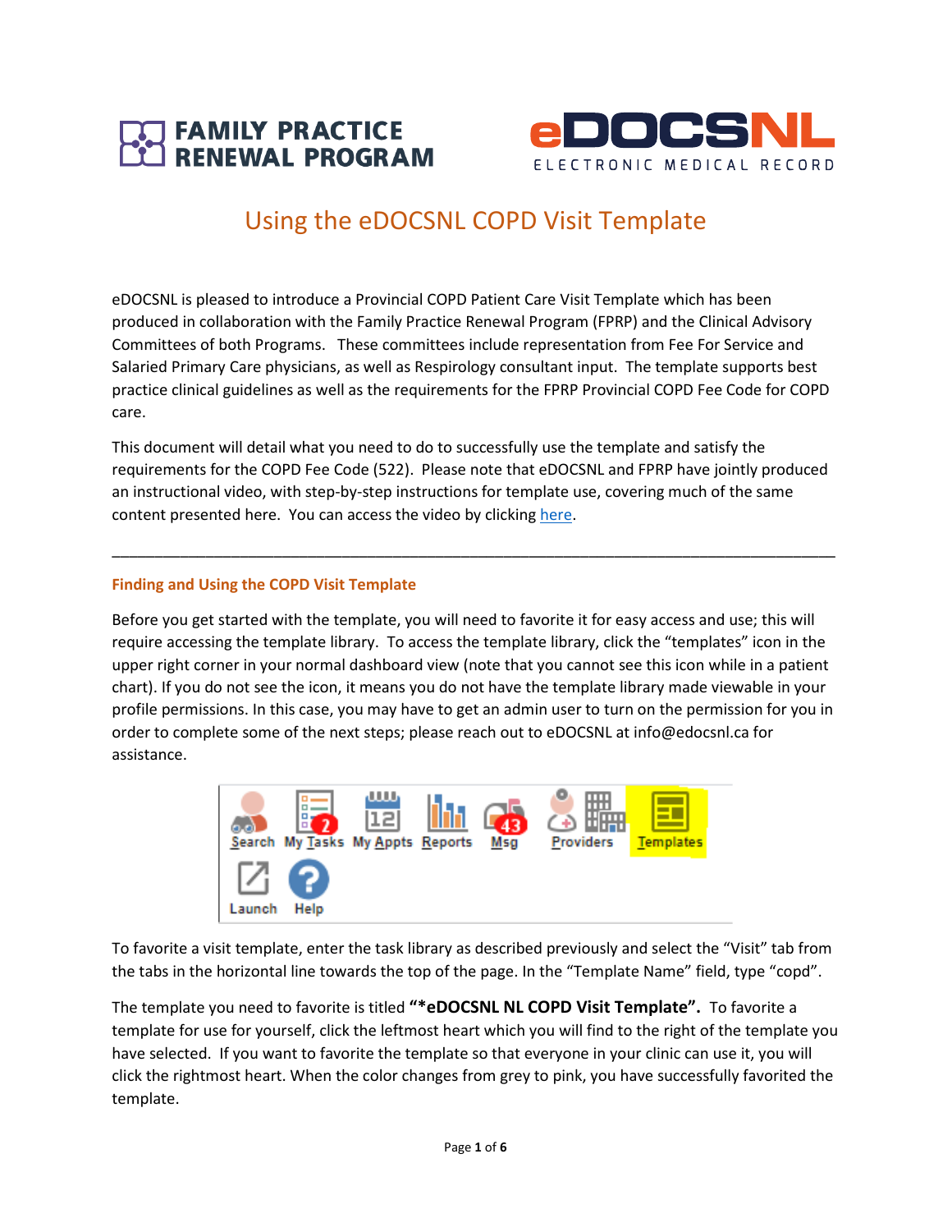FAMILY PRACTICE RENEWAL PROGRAM

eDOCSNL ELECTRONIC MEDICAL RECORD

# Using the eDOCSNL COPD Visit Template

eDOCSNL is pleased to introduce a Provincial COPD Patient Care Visit Template which has been produced in collaboration with the Family Practice Renewal Program (FPRP) and the Clinical Advisory Committees of both Programs. These committees include representation from Fee For Service and Salaried Primary Care physicians, as well as Respirology consultant input. The template supports best practice clinical guidelines as well as the requirements for the FPRP Provincial COPD Fee Code for COPD care.

This document will detail what you need to do to successfully use the template and satisfy the requirements for the COPD Fee Code (522). Please note that eDOCSNL and FPRP have jointly produced an instructional video, with step-by-step instructions for template use, covering much of the same content presented here. You can access the video by clicking here.

---

## Finding and Using the COPD Visit Template

Before you get started with the template, you will need to favorite it for easy access and use; this will require accessing the template library. To access the template library, click the "templates" icon in the upper right corner in your normal dashboard view (note that you cannot see this icon while in a patient chart). If you do not see the icon, it means you do not have the template library made viewable in your profile permissions. In this case, you may have to get an admin user to turn on the permission for you in order to complete some of the next steps; please reach out to eDOCSNL at info@edocsnl.ca for assistance.

Search | My Tasks | My Appts | Reports | Msg | Providers | Templates | Launch | Help

To favorite a visit template, enter the task library as described previously and select the "Visit" tab from the tabs in the horizontal line towards the top of the page. In the "Template Name" field, type "copd".

The template you need to favorite is titled **"*eDOCSNL NL COPD Visit Template".** To favorite a template for use for yourself, click the leftmost heart which you will find to the right of the template you have selected. If you want to favorite the template so that everyone in your clinic can use it, you will click the rightmost heart. When the color changes from grey to pink, you have successfully favorited the template.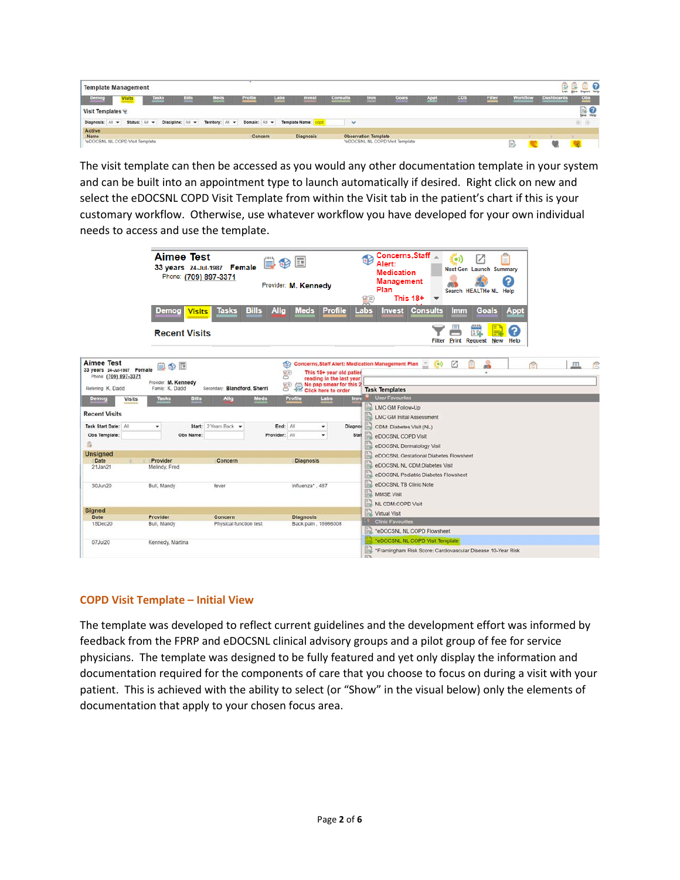The visit template can then be accessed as you would any other documentation template in your system and can be built into an appointment type to launch automatically if desired. Right click on new and select the eDOCSNL COPD Visit Template from within the Visit tab in the patient's chart if this is your customary workflow. Otherwise, use whatever workflow you have developed for your own individual needs to access and use the template.

## COPD Visit Template – Initial View

The template was developed to reflect current guidelines and the development effort was informed by feedback from the FPRP and eDOCSNL clinical advisory groups and a pilot group of fee for service physicians. The template was designed to be fully featured and yet only display the information and documentation required for the components of care that you choose to focus on during a visit with your patient. This is achieved with the ability to select (or "Show" in the visual below) only the elements of documentation that apply to your chosen focus area.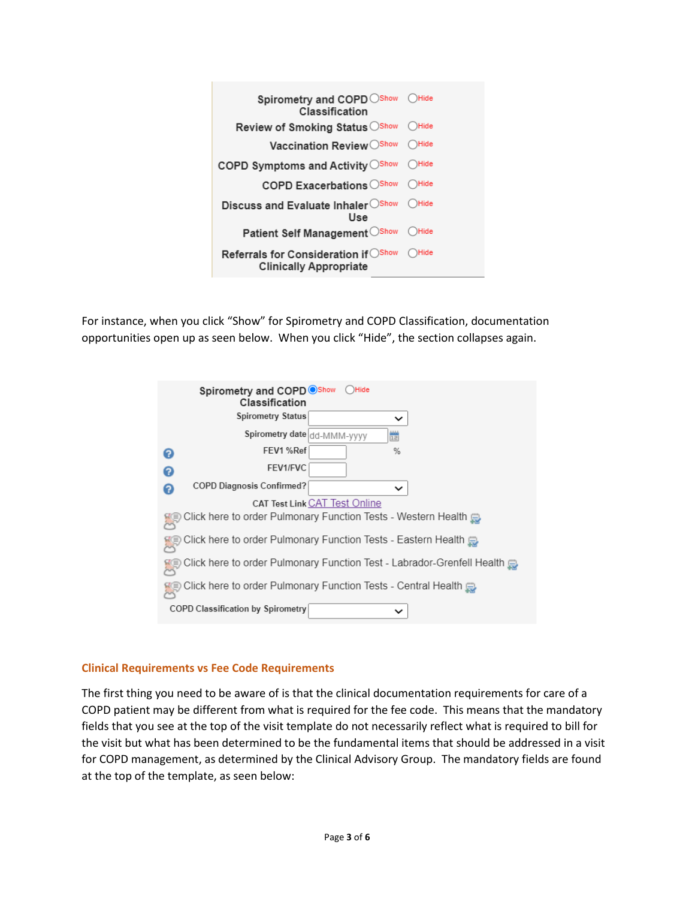| | | |
|---|---|---|
| Spirometry and COPD Classification | ○ Show | ○ Hide |
| Review of Smoking Status | ○ Show | ○ Hide |
| Vaccination Review | ○ Show | ○ Hide |
| COPD Symptoms and Activity | ○ Show | ○ Hide |
| COPD Exacerbations | ○ Show | ○ Hide |
| Discuss and Evaluate Inhaler Use | ○ Show | ○ Hide |
| Patient Self Management | ○ Show | ○ Hide |
| Referrals for Consideration if Clinically Appropriate | ○ Show | ○ Hide |

For instance, when you click "Show" for Spirometry and COPD Classification, documentation opportunities open up as seen below. When you click "Hide", the section collapses again.

Spirometry and COPD Classification ● Show ○ Hide

- Spirometry Status [ ]
- Spirometry date [dd-MMM-yyyy]
- FEV1 %Ref [ ] %
- FEV1/FVC [ ]
- COPD Diagnosis Confirmed? [ ]
- CAT Test Link CAT Test Online
- Click here to order Pulmonary Function Tests - Western Health
- Click here to order Pulmonary Function Tests - Eastern Health
- Click here to order Pulmonary Function Test - Labrador-Grenfell Health
- Click here to order Pulmonary Function Tests - Central Health
- COPD Classification by Spirometry [ ]

### Clinical Requirements vs Fee Code Requirements

The first thing you need to be aware of is that the clinical documentation requirements for care of a COPD patient may be different from what is required for the fee code. This means that the mandatory fields that you see at the top of the visit template do not necessarily reflect what is required to bill for the visit but what has been determined to be the fundamental items that should be addressed in a visit for COPD management, as determined by the Clinical Advisory Group. The mandatory fields are found at the top of the template, as seen below: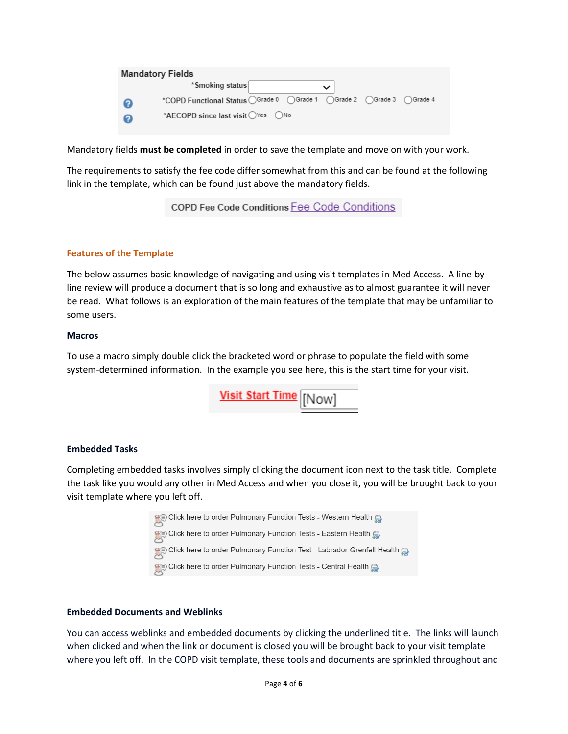**Mandatory Fields**

*Smoking status

*COPD Functional Status ○Grade 0 ○Grade 1 ○Grade 2 ○Grade 3 ○Grade 4

*AECOPD since last visit ○Yes ○No

Mandatory fields **must be completed** in order to save the template and move on with your work.

The requirements to satisfy the fee code differ somewhat from this and can be found at the following link in the template, which can be found just above the mandatory fields.

COPD Fee Code Conditions Fee Code Conditions

### Features of the Template

The below assumes basic knowledge of navigating and using visit templates in Med Access. A line-by-line review will produce a document that is so long and exhaustive as to almost guarantee it will never be read. What follows is an exploration of the main features of the template that may be unfamiliar to some users.

**Macros**

To use a macro simply double click the bracketed word or phrase to populate the field with some system-determined information. In the example you see here, this is the start time for your visit.

Visit Start Time [Now]

**Embedded Tasks**

Completing embedded tasks involves simply clicking the document icon next to the task title. Complete the task like you would any other in Med Access and when you close it, you will be brought back to your visit template where you left off.

Click here to order Pulmonary Function Tests - Western Health

Click here to order Pulmonary Function Tests - Eastern Health

Click here to order Pulmonary Function Test - Labrador-Grenfell Health

Click here to order Pulmonary Function Tests - Central Health

**Embedded Documents and Weblinks**

You can access weblinks and embedded documents by clicking the underlined title. The links will launch when clicked and when the link or document is closed you will be brought back to your visit template where you left off. In the COPD visit template, these tools and documents are sprinkled throughout and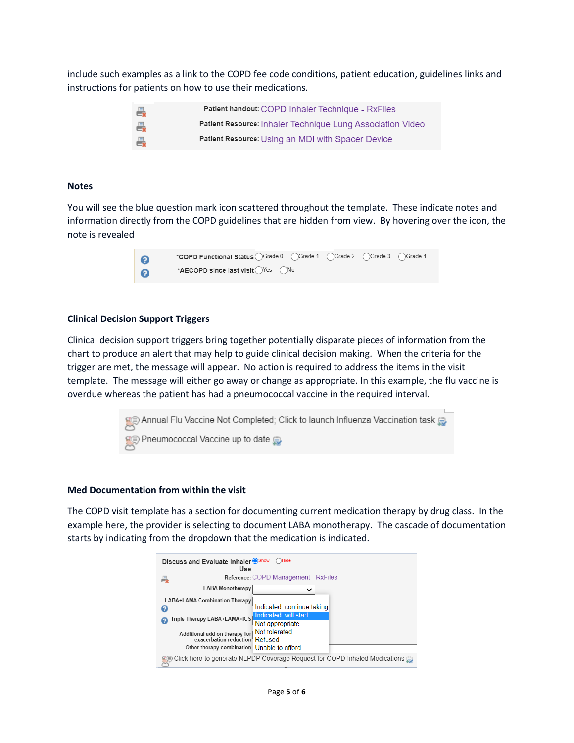include such examples as a link to the COPD fee code conditions, patient education, guidelines links and instructions for patients on how to use their medications.

Patient handout: COPD Inhaler Technique - RxFiles
Patient Resource: Inhaler Technique Lung Association Video
Patient Resource: Using an MDI with Spacer Device

### Notes

You will see the blue question mark icon scattered throughout the template. These indicate notes and information directly from the COPD guidelines that are hidden from view. By hovering over the icon, the note is revealed

*COPD Functional Status ○Grade 0 ○Grade 1 ○Grade 2 ○Grade 3 ○Grade 4
*AECOPD since last visit ○Yes ○No

### Clinical Decision Support Triggers

Clinical decision support triggers bring together potentially disparate pieces of information from the chart to produce an alert that may help to guide clinical decision making. When the criteria for the trigger are met, the message will appear. No action is required to address the items in the visit template. The message will either go away or change as appropriate. In this example, the flu vaccine is overdue whereas the patient has had a pneumococcal vaccine in the required interval.

Annual Flu Vaccine Not Completed; Click to launch Influenza Vaccination task
Pneumococcal Vaccine up to date

### Med Documentation from within the visit

The COPD visit template has a section for documenting current medication therapy by drug class. In the example here, the provider is selecting to document LABA monotherapy. The cascade of documentation starts by indicating from the dropdown that the medication is indicated.

Discuss and Evaluate Inhaler Use ○Show ○Hide
Reference: COPD Management - RxFiles
LABA Monotherapy
LABA+LAMA Combination Therapy
Triple Therapy LABA+LAMA+ICS
Additional add on therapy for exacerbation reduction
Other therapy combination

Indicated: continue taking
Indicated: will start
Not appropriate
Not tolerated
Refused
Unable to afford

Click here to generate NLPDP Coverage Request for COPD Inhaled Medications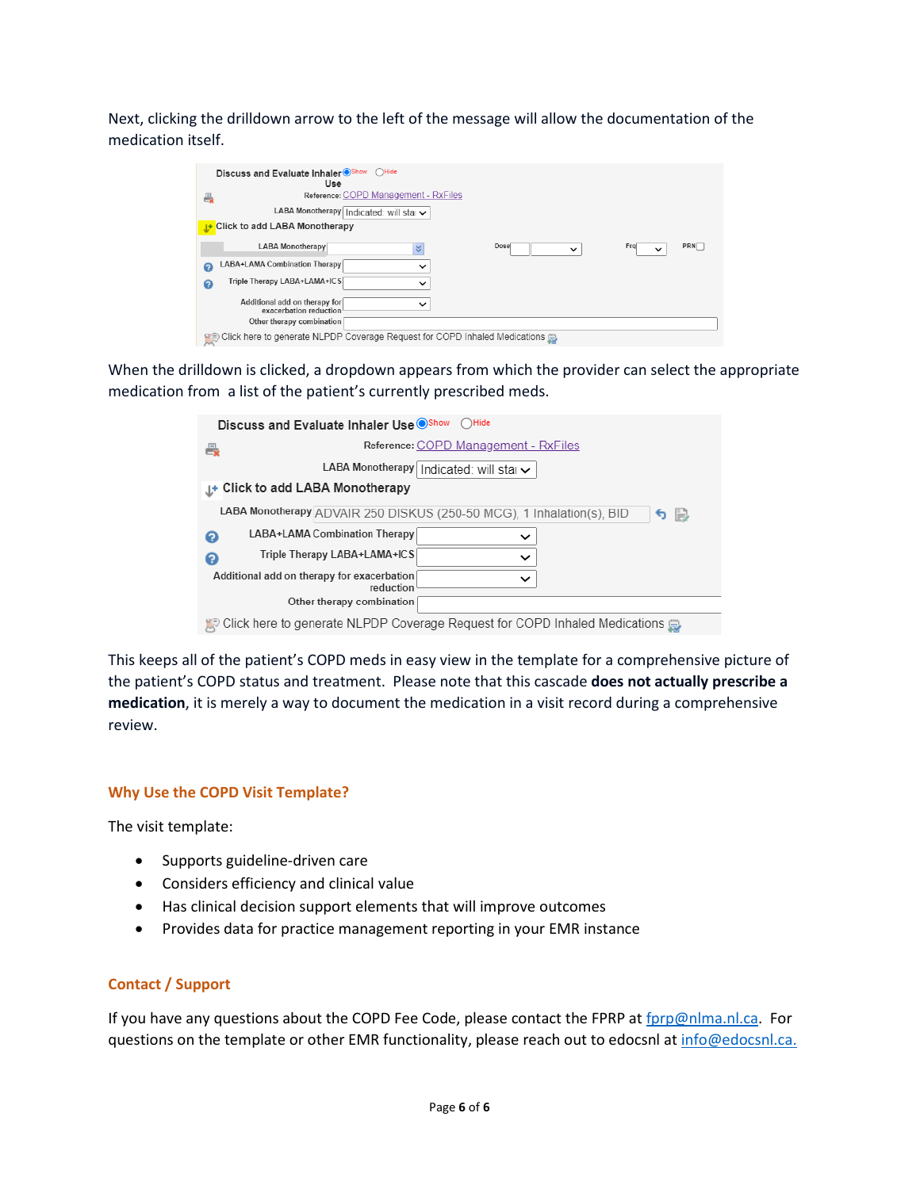Next, clicking the drilldown arrow to the left of the message will allow the documentation of the medication itself.

When the drilldown is clicked, a dropdown appears from which the provider can select the appropriate medication from a list of the patient's currently prescribed meds.

This keeps all of the patient's COPD meds in easy view in the template for a comprehensive picture of the patient's COPD status and treatment. Please note that this cascade **does not actually prescribe a medication**, it is merely a way to document the medication in a visit record during a comprehensive review.

## Why Use the COPD Visit Template?

The visit template:

- Supports guideline-driven care
- Considers efficiency and clinical value
- Has clinical decision support elements that will improve outcomes
- Provides data for practice management reporting in your EMR instance

## Contact / Support

If you have any questions about the COPD Fee Code, please contact the FPRP at fprp@nlma.nl.ca. For questions on the template or other EMR functionality, please reach out to edocsnl at info@edocsnl.ca.